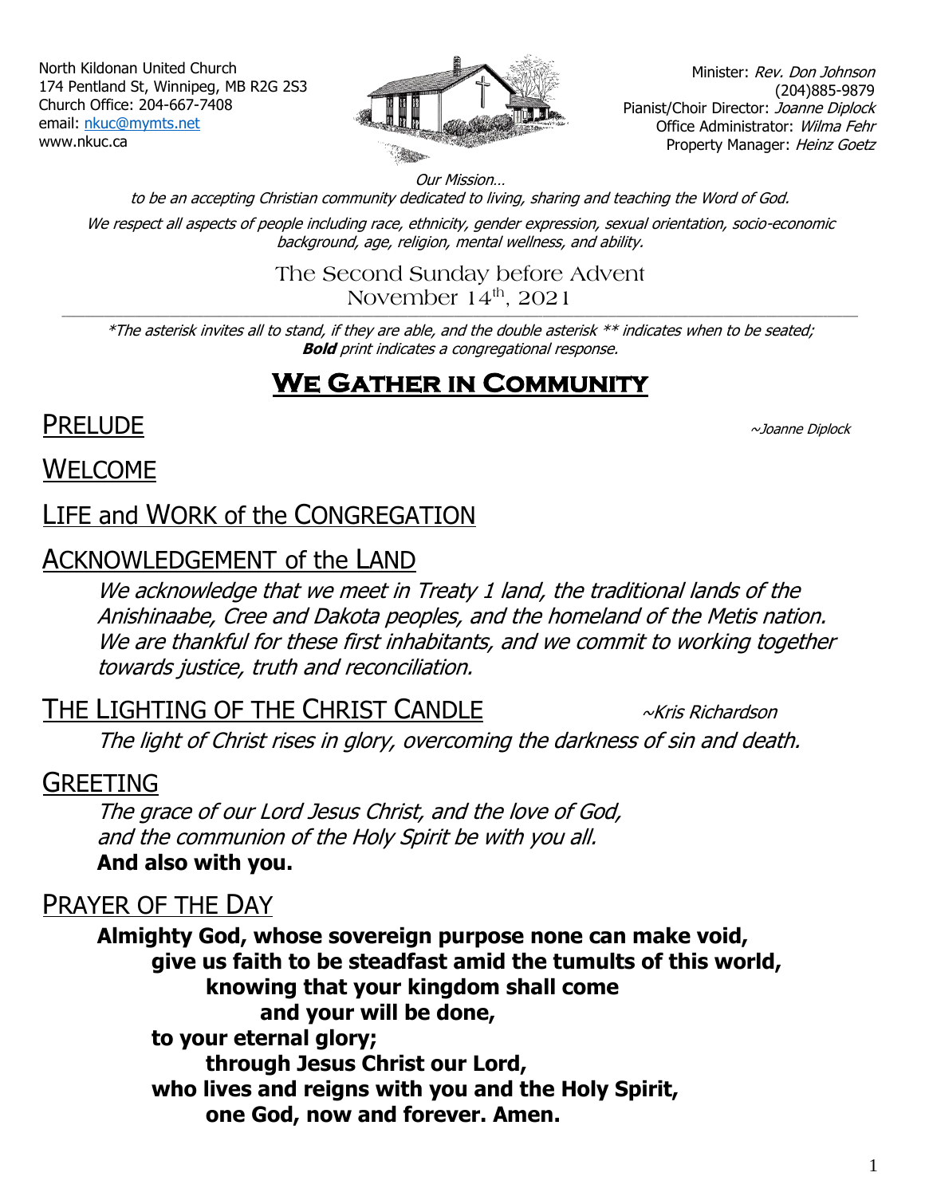North Kildonan United Church
174 Pentland St, Winnipeg, MB R2G 2S3
Church Office: 204-667-7408
email: nkuc@mymts.net
www.nkuc.ca

Minister: *Rev. Don Johnson*
(204)885-9879
Pianist/Choir Director: *Joanne Diplock*
Office Administrator: *Wilma Fehr*
Property Manager: *Heinz Goetz*

*Our Mission…*
*to be an accepting Christian community dedicated to living, sharing and teaching the Word of God.*
*We respect all aspects of people including race, ethnicity, gender expression, sexual orientation, socio-economic background, age, religion, mental wellness, and ability.*

The Second Sunday before Advent
November 14th, 2021

*\*The asterisk invites all to stand, if they are able, and the double asterisk \*\* indicates when to be seated;* ***Bold*** *print indicates a congregational response.*

# We Gather in Community

## PRELUDE
~*Joanne Diplock*

## WELCOME

## LIFE and WORK of the CONGREGATION

## ACKNOWLEDGEMENT of the LAND

*We acknowledge that we meet in Treaty 1 land, the traditional lands of the Anishinaabe, Cree and Dakota peoples, and the homeland of the Metis nation. We are thankful for these first inhabitants, and we commit to working together towards justice, truth and reconciliation.*

## THE LIGHTING OF THE CHRIST CANDLE
~*Kris Richardson*

*The light of Christ rises in glory, overcoming the darkness of sin and death.*

## GREETING

*The grace of our Lord Jesus Christ, and the love of God,*
*and the communion of the Holy Spirit be with you all.*
**And also with you.**

## PRAYER OF THE DAY

**Almighty God, whose sovereign purpose none can make void,**
**give us faith to be steadfast amid the tumults of this world,**
**knowing that your kingdom shall come**
**and your will be done,**
**to your eternal glory;**
**through Jesus Christ our Lord,**
**who lives and reigns with you and the Holy Spirit,**
**one God, now and forever. Amen.**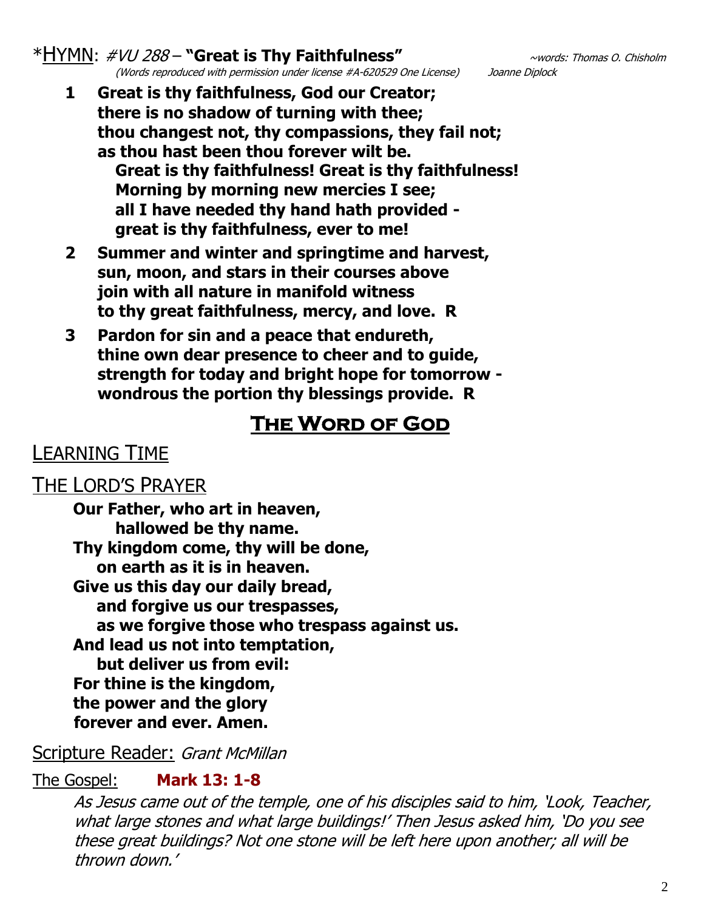*HYMN: *#VU 288* – **"Great is Thy Faithfulness"** *~words: Thomas O. Chisholm*

*(Words reproduced with permission under license #A-620529 One License)* *Joanne Diplock*

**1 Great is thy faithfulness, God our Creator;
there is no shadow of turning with thee;
thou changest not, thy compassions, they fail not;
as thou hast been thou forever wilt be.
Great is thy faithfulness! Great is thy faithfulness!
Morning by morning new mercies I see;
all I have needed thy hand hath provided -
great is thy faithfulness, ever to me!**

**2 Summer and winter and springtime and harvest,
sun, moon, and stars in their courses above
join with all nature in manifold witness
to thy great faithfulness, mercy, and love. R**

**3 Pardon for sin and a peace that endureth,
thine own dear presence to cheer and to guide,
strength for today and bright hope for tomorrow -
wondrous the portion thy blessings provide. R**

# THE WORD OF GOD

## LEARNING TIME

## THE LORD'S PRAYER

**Our Father, who art in heaven,
hallowed be thy name.
Thy kingdom come, thy will be done,
on earth as it is in heaven.
Give us this day our daily bread,
and forgive us our trespasses,
as we forgive those who trespass against us.
And lead us not into temptation,
but deliver us from evil:
For thine is the kingdom,
the power and the glory
forever and ever. Amen.**

Scripture Reader: *Grant McMillan*

The Gospel: **Mark 13: 1-8**

*As Jesus came out of the temple, one of his disciples said to him, 'Look, Teacher, what large stones and what large buildings!' Then Jesus asked him, 'Do you see these great buildings? Not one stone will be left here upon another; all will be thrown down.'*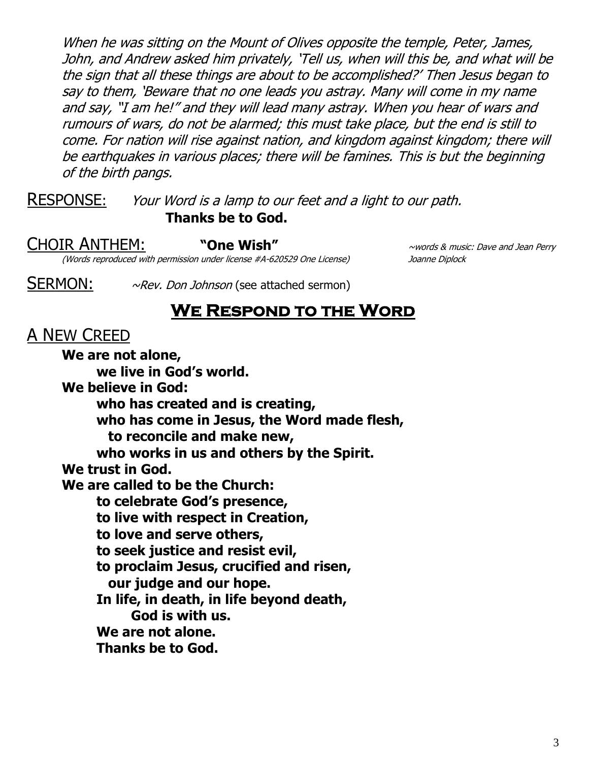*When he was sitting on the Mount of Olives opposite the temple, Peter, James, John, and Andrew asked him privately, 'Tell us, when will this be, and what will be the sign that all these things are about to be accomplished?' Then Jesus began to say to them, 'Beware that no one leads you astray. Many will come in my name and say, "I am he!" and they will lead many astray. When you hear of wars and rumours of wars, do not be alarmed; this must take place, but the end is still to come. For nation will rise against nation, and kingdom against kingdom; there will be earthquakes in various places; there will be famines. This is but the beginning of the birth pangs.*

RESPONSE: *Your Word is a lamp to our feet and a light to our path.*
**Thanks be to God.**

CHOIR ANTHEM: **"One Wish"** *~words & music: Dave and Jean Perry*
*(Words reproduced with permission under license #A-620529 One License)* *Joanne Diplock*

SERMON: *~Rev. Don Johnson* (see attached sermon)

## We Respond to the Word

### A New Creed

**We are not alone,**
**we live in God's world.**
**We believe in God:**
**who has created and is creating,**
**who has come in Jesus, the Word made flesh,**
**to reconcile and make new,**
**who works in us and others by the Spirit.**
**We trust in God.**
**We are called to be the Church:**
**to celebrate God's presence,**
**to live with respect in Creation,**
**to love and serve others,**
**to seek justice and resist evil,**
**to proclaim Jesus, crucified and risen,**
**our judge and our hope.**
**In life, in death, in life beyond death,**
**God is with us.**
**We are not alone.**
**Thanks be to God.**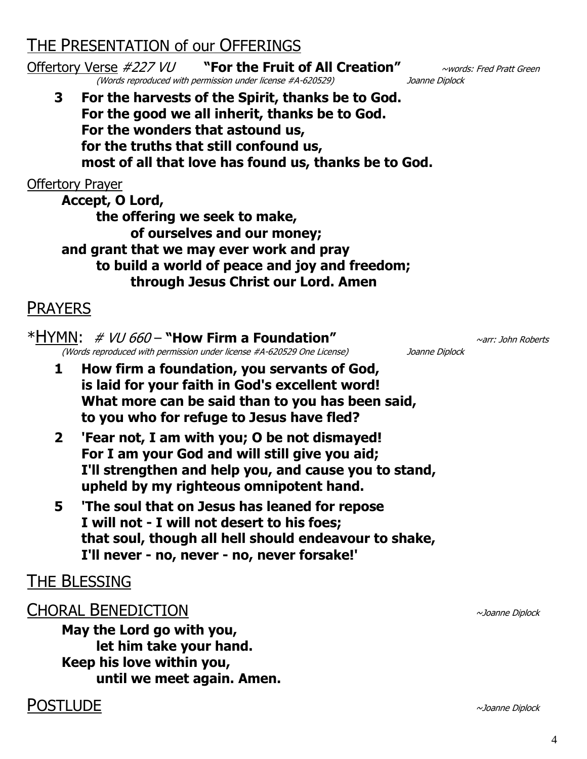## THE PRESENTATION of our OFFERINGS

Offertory Verse *#227 VU* **"For the Fruit of All Creation"** *~words: Fred Pratt Green*
*(Words reproduced with permission under license #A-620529)* *Joanne Diplock*

**3 For the harvests of the Spirit, thanks be to God.**
**For the good we all inherit, thanks be to God.**
**For the wonders that astound us,**
**for the truths that still confound us,**
**most of all that love has found us, thanks be to God.**

Offertory Prayer

**Accept, O Lord,**
**the offering we seek to make,**
**of ourselves and our money;**
**and grant that we may ever work and pray**
**to build a world of peace and joy and freedom;**
**through Jesus Christ our Lord. Amen**

## PRAYERS

## *HYMN: *# VU 660* – "How Firm a Foundation" *~arr: John Roberts*

*(Words reproduced with permission under license #A-620529 One License)* *Joanne Diplock*

**1 How firm a foundation, you servants of God,**
**is laid for your faith in God's excellent word!**
**What more can be said than to you has been said,**
**to you who for refuge to Jesus have fled?**

**2 'Fear not, I am with you; O be not dismayed!**
**For I am your God and will still give you aid;**
**I'll strengthen and help you, and cause you to stand,**
**upheld by my righteous omnipotent hand.**

**5 'The soul that on Jesus has leaned for repose**
**I will not - I will not desert to his foes;**
**that soul, though all hell should endeavour to shake,**
**I'll never - no, never - no, never forsake!'**

## THE BLESSING

## CHORAL BENEDICTION *~Joanne Diplock*

**May the Lord go with you,**
**let him take your hand.**
**Keep his love within you,**
**until we meet again. Amen.**

## POSTLUDE *~Joanne Diplock*